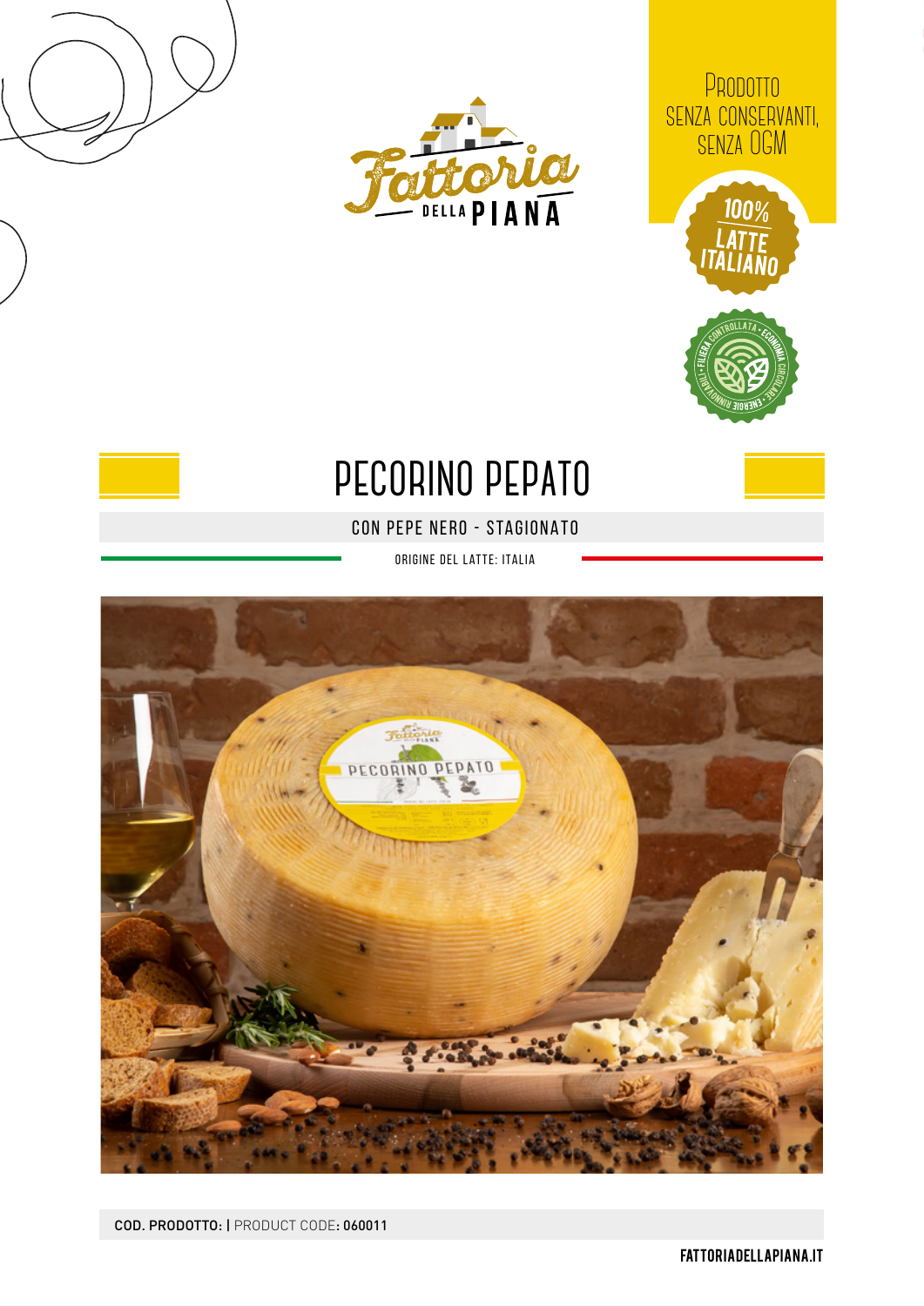Fattoria DELLA PIANA

Prodotto senza conservanti, senza OGM

100% LATTE ITALIANO

FILIERA CONTROLLATA • ECONOMIA CIRCOLARE • ENERGIE RINNOVABILI

# PECORINO PEPATO

CON PEPE NERO - STAGIONATO

ORIGINE DEL LATTE: ITALIA

**COD. PRODOTTO:** | PRODUCT CODE**: 060011**

**FATTORIADELLAPIANA.IT**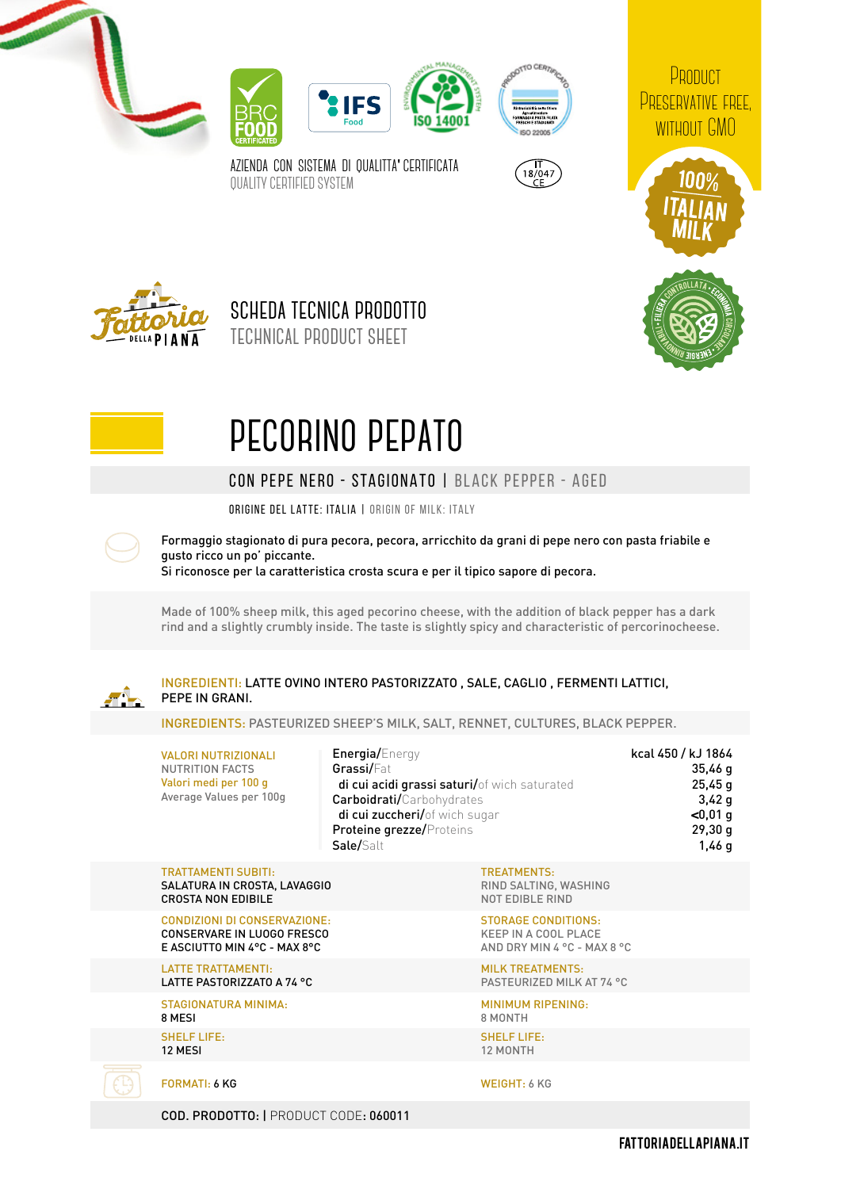Product Preservative free, without GMO

100% ITALIAN MILK

AZIENDA CON SISTEMA DI QUALITA' CERTIFICATA
QUALITY CERTIFIED SYSTEM

IT 18/047 CE

# SCHEDA TECNICA PRODOTTO
## TECHNICAL PRODUCT SHEET

# PECORINO PEPATO

## CON PEPE NERO - STAGIONATO | BLACK PEPPER - AGED

ORIGINE DEL LATTE: ITALIA | ORIGIN OF MILK: ITALY

Formaggio stagionato di pura pecora, pecora, arricchito da grani di pepe nero con pasta friabile e gusto ricco un po' piccante.
Si riconosce per la caratteristica crosta scura e per il tipico sapore di pecora.

Made of 100% sheep milk, this aged pecorino cheese, with the addition of black pepper has a dark rind and a slightly crumbly inside. The taste is slightly spicy and characteristic of percorinocheese.

INGREDIENTI: LATTE OVINO INTERO PASTORIZZATO , SALE, CAGLIO , FERMENTI LATTICI, PEPE IN GRANI.

INGREDIENTS: PASTEURIZED SHEEP'S MILK, SALT, RENNET, CULTURES, BLACK PEPPER.

VALORI NUTRIZIONALI
NUTRITION FACTS
Valori medi per 100 g
Average Values per 100g

| | |
|---|---|
| Energia/Energy | kcal 450 / kJ 1864 |
| Grassi/Fat | 35,46 g |
| di cui acidi grassi saturi/of wich saturated | 25,45 g |
| Carboidrati/Carbohydrates | 3,42 g |
| di cui zuccheri/of wich sugar | <0,01 g |
| Proteine grezze/Proteins | 29,30 g |
| Sale/Salt | 1,46 g |

| | |
|---|---|
| TRATTAMENTI SUBITI: SALATURA IN CROSTA, LAVAGGIO CROSTA NON EDIBILE | TREATMENTS: RIND SALTING, WASHING NOT EDIBLE RIND |
| CONDIZIONI DI CONSERVAZIONE: CONSERVARE IN LUOGO FRESCO E ASCIUTTO MIN 4°C - MAX 8°C | STORAGE CONDITIONS: KEEP IN A COOL PLACE AND DRY MIN 4 °C - MAX 8 °C |
| LATTE TRATTAMENTI: LATTE PASTORIZZATO A 74 °C | MILK TREATMENTS: PASTEURIZED MILK AT 74 °C |
| STAGIONATURA MINIMA: 8 MESI | MINIMUM RIPENING: 8 MONTH |
| SHELF LIFE: 12 MESI | SHELF LIFE: 12 MONTH |
| FORMATI: 6 KG | WEIGHT: 6 KG |

COD. PRODOTTO: | PRODUCT CODE: 060011

FATTORIADELLAPIANA.IT